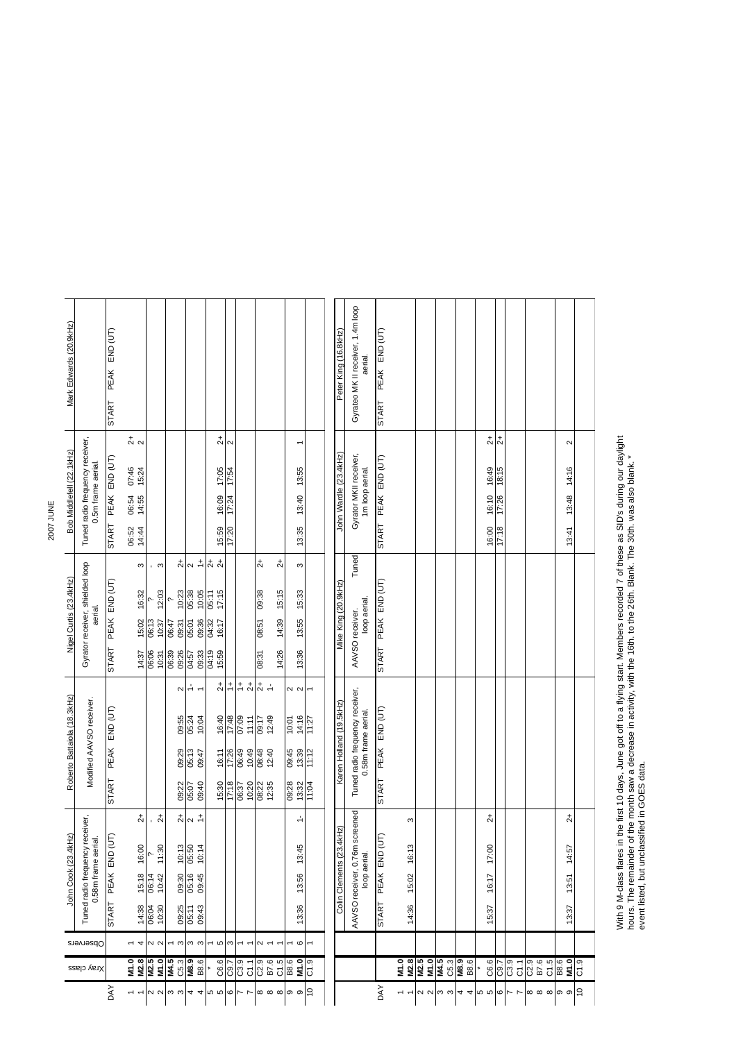# 2007 JUNE

| DAY | Xray class | Observers | John Cook (23.4kHz) | | | | Roberto Battaiola (18.3kHz) | | | | Nigel Curtis (23.4kHz) | | | | Bob Middlefell (22.1kHz) | | | | Mark Edwards (20.9kHz) | | | |
|---|---|---|---|---|---|---|---|---|---|---|---|---|---|---|---|---|---|---|---|---|---|---|
| | | | Tuned radio frequency receiver, 0.58m frame aerial. | | | | Modified AAVSO receiver. | | | | Gyrator receiver, shielded loop aerial. | | | | Tuned radio frequency receiver, 0.5m frame aerial. | | | | | | | |
| | | | START | PEAK | END (UT) | | START | PEAK | END (UT) | | START | PEAK | END (UT) | | START | PEAK | END (UT) | | START | PEAK | END (UT) | |
| 1 | **M1.0** | 1 | | | | | | | | | | | | | 06:52 | 06:54 | 07:46 | 2+ | | | | |
| 1 | **M2.8** | 4 | 14:38 | 15:18 | 16:00 | 2+ | | | | | 14:37 | 15:02 | 16:32 | 3 | 14:44 | 14:55 | 15:24 | 2 | | | | |
| 2 | **M2.5** | 2 | 06:04 | 06:14 | ? | - | | | | | 06:06 | 06:13 | ? | - | | | | | | | | |
| 2 | **M1.0** | 2 | 10:30 | 10:42 | 11:30 | 2+ | | | | | 10:31 | 10:37 | 12:03 | 3 | | | | | | | | |
| 3 | **M4.5** | 1 | | | | | | | | | 06:39 | 06:47 | ? | | | | | | | | | |
| 3 | C5.3 | 3 | 09:25 | 09:30 | 10:13 | 2+ | 09:22 | 09:29 | 09:55 | 2 | 09:26 | 09:31 | 10:23 | 2+ | | | | | | | | |
| 4 | **M8.9** | 3 | 05:11 | 05:16 | 05:50 | 2 | 05:07 | 05:13 | 05:24 | 1- | 04:57 | 05:01 | 05:38 | 2 | | | | | | | | |
| 4 | B8.6 | 3 | 09:43 | 09:45 | 10:14 | 1+ | 09:40 | 09:47 | 10:04 | 1 | 09:33 | 09:36 | 10:05 | 1+ | | | | | | | | |
| 5 | * | 1 | | | | | | | | | 04:19 | 04:32 | 05:11 | 2+ | | | | | | | | |
| 5 | C6.6 | 5 | | | | | 15:30 | 16:11 | 16:40 | 2+ | 15:59 | 16:17 | 17:15 | 2+ | 15:59 | 16:09 | 17:05 | 2+ | | | | |
| 6 | C9.7 | 3 | | | | | 17:18 | 17:26 | 17:48 | 1+ | | | | | 17:20 | 17:24 | 17:54 | 2 | | | | |
| 7 | C3.9 | 1 | | | | | 06:37 | 06:49 | 07:09 | 1+ | | | | | | | | | | | | |
| 7 | C1.1 | 1 | | | | | 10:20 | 10:49 | 11:11 | 2+ | | | | | | | | | | | | |
| 8 | C2.9 | 2 | | | | | 08:22 | 08:48 | 09:17 | 2+ | 08:31 | 08:51 | 09:38 | 2+ | | | | | | | | |
| 8 | B7.6 | 1 | | | | | 12:35 | 12:40 | 12:49 | 1- | | | | | | | | | | | | |
| 8 | C1.5 | 1 | | | | | | | | | 14:26 | 14:39 | 15:15 | 2+ | | | | | | | | |
| 9 | B8.6 | 1 | | | | | 09:28 | 09:45 | 10:01 | 2 | | | | | | | | | | | | |
| 9 | **M1.0** | 6 | 13:36 | 13:56 | 13:45 | 1- | 13:32 | 13:39 | 14:16 | 2 | 13:36 | 13:55 | 15:33 | 3 | 13:35 | 13:40 | 13:55 | 1 | | | | |
| 10 | C1.9 | 1 | | | | | 11:04 | 11:12 | 11:27 | 1 | | | | | | | | | | | | |

| DAY | | Colin Clements (23.4kHz) | | | | Karen Holland (19.5kHz) | | | | Mike King (20.9kHz) | | | | John Wardle (23.4kHz) | | | | Peter King (16.8kHz) | | | |
|---|---|---|---|---|---|---|---|---|---|---|---|---|---|---|---|---|---|---|---|---|---|
| | | AAVSO receiver, 0.76m screened loop aerial. | | | | Tuned radio frequency receiver, 0.58m frame aerial. | | | | AAVSO receiver. Tuned loop aerial. | | | | Gyrator MKII receiver, 1m loop aerial. | | | | Gyrateo MK II receiver, 1.4m loop aerial. | | | |
| | | START | PEAK | END (UT) | | START | PEAK | END (UT) | | START | PEAK | END (UT) | | START | PEAK | END (UT) | | START | PEAK | END (UT) | |
| 1 | **M1.0** | | | | | | | | | | | | | | | | | | | | |
| 1 | **M2.8** | 14:36 | 15:02 | 16:13 | 3 | | | | | | | | | | | | | | | | |
| 2 | **M2.5** | | | | | | | | | | | | | | | | | | | | |
| 2 | **M1.0** | | | | | | | | | | | | | | | | | | | | |
| 3 | **M4.5** | | | | | | | | | | | | | | | | | | | | |
| 3 | C5.3 | | | | | | | | | | | | | | | | | | | | |
| 4 | **M8.9** | | | | | | | | | | | | | | | | | | | | |
| 4 | B8.6 | | | | | | | | | | | | | | | | | | | | |
| 5 | * | | | | | | | | | | | | | | | | | | | | |
| 5 | C6.6 | 15:37 | 16:17 | 17:00 | 2+ | | | | | | | | | 16:00 | 16:10 | 16:49 | 2+ | | | | |
| 6 | C9.7 | | | | | | | | | | | | | 17:18 | 17:26 | 18:15 | 2+ | | | | |
| 7 | C3.9 | | | | | | | | | | | | | | | | | | | | |
| 7 | C1.1 | | | | | | | | | | | | | | | | | | | | |
| 8 | C2.9 | | | | | | | | | | | | | | | | | | | | |
| 8 | B7.6 | | | | | | | | | | | | | | | | | | | | |
| 8 | C1.5 | | | | | | | | | | | | | | | | | | | | |
| 9 | B8.6 | | | | | | | | | | | | | | | | | | | | |
| 9 | **M1.0** | 13:37 | 13:51 | 14:57 | 2+ | | | | | | | | | 13:41 | 13:48 | 14:16 | 2 | | | | |
| 10 | C1.9 | | | | | | | | | | | | | | | | | | | | |

With 9 M-class flares in the first 10 days, June got off to a flying start. Members recorded 7 of these as SID's during our daylight hours. The remainder of the month saw a decrease in activity, with the 16th. to the 26th. Blank. The 30th. was also blank. * event listed, but unclassified in GOES data.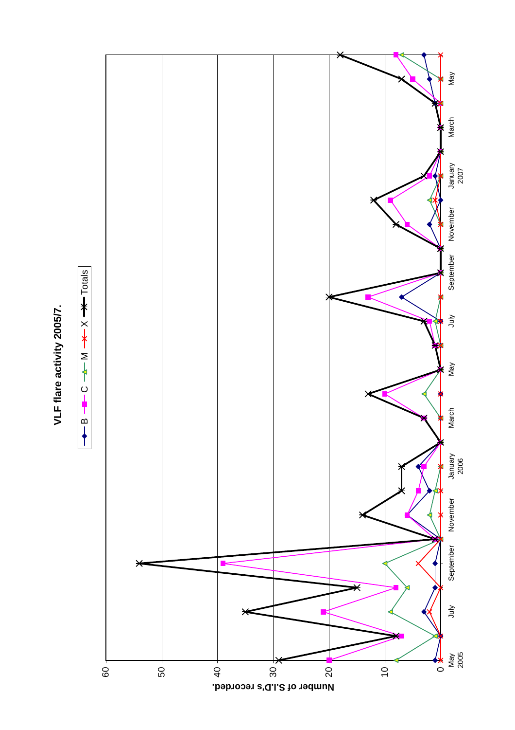VLF flare activity 2005/7.

B
C
M
X
Totals

Number of S.I.D's recorded.

60
50
40
30
20
10
0

May 2005
July
September
November
January 2006
March
May
July
September
November
January 2007
March
May